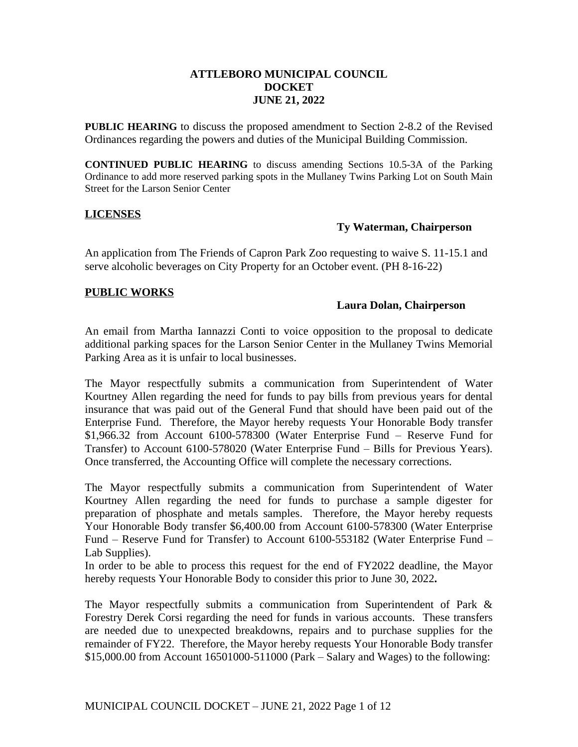# ATTLEBORO MUNICIPAL COUNCIL
# DOCKET
# JUNE 21, 2022

**PUBLIC HEARING** to discuss the proposed amendment to Section 2-8.2 of the Revised Ordinances regarding the powers and duties of the Municipal Building Commission.

**CONTINUED PUBLIC HEARING** to discuss amending Sections 10.5-3A of the Parking Ordinance to add more reserved parking spots in the Mullaney Twins Parking Lot on South Main Street for the Larson Senior Center

## LICENSES

**Ty Waterman, Chairperson**

An application from The Friends of Capron Park Zoo requesting to waive S. 11-15.1 and serve alcoholic beverages on City Property for an October event. (PH 8-16-22)

## PUBLIC WORKS

**Laura Dolan, Chairperson**

An email from Martha Iannazzi Conti to voice opposition to the proposal to dedicate additional parking spaces for the Larson Senior Center in the Mullaney Twins Memorial Parking Area as it is unfair to local businesses.

The Mayor respectfully submits a communication from Superintendent of Water Kourtney Allen regarding the need for funds to pay bills from previous years for dental insurance that was paid out of the General Fund that should have been paid out of the Enterprise Fund. Therefore, the Mayor hereby requests Your Honorable Body transfer $1,966.32 from Account 6100-578300 (Water Enterprise Fund – Reserve Fund for Transfer) to Account 6100-578020 (Water Enterprise Fund – Bills for Previous Years). Once transferred, the Accounting Office will complete the necessary corrections.

The Mayor respectfully submits a communication from Superintendent of Water Kourtney Allen regarding the need for funds to purchase a sample digester for preparation of phosphate and metals samples. Therefore, the Mayor hereby requests Your Honorable Body transfer $6,400.00 from Account 6100-578300 (Water Enterprise Fund – Reserve Fund for Transfer) to Account 6100-553182 (Water Enterprise Fund – Lab Supplies).
In order to be able to process this request for the end of FY2022 deadline, the Mayor hereby requests Your Honorable Body to consider this prior to June 30, 2022**.**

The Mayor respectfully submits a communication from Superintendent of Park & Forestry Derek Corsi regarding the need for funds in various accounts. These transfers are needed due to unexpected breakdowns, repairs and to purchase supplies for the remainder of FY22. Therefore, the Mayor hereby requests Your Honorable Body transfer $15,000.00 from Account 16501000-511000 (Park – Salary and Wages) to the following: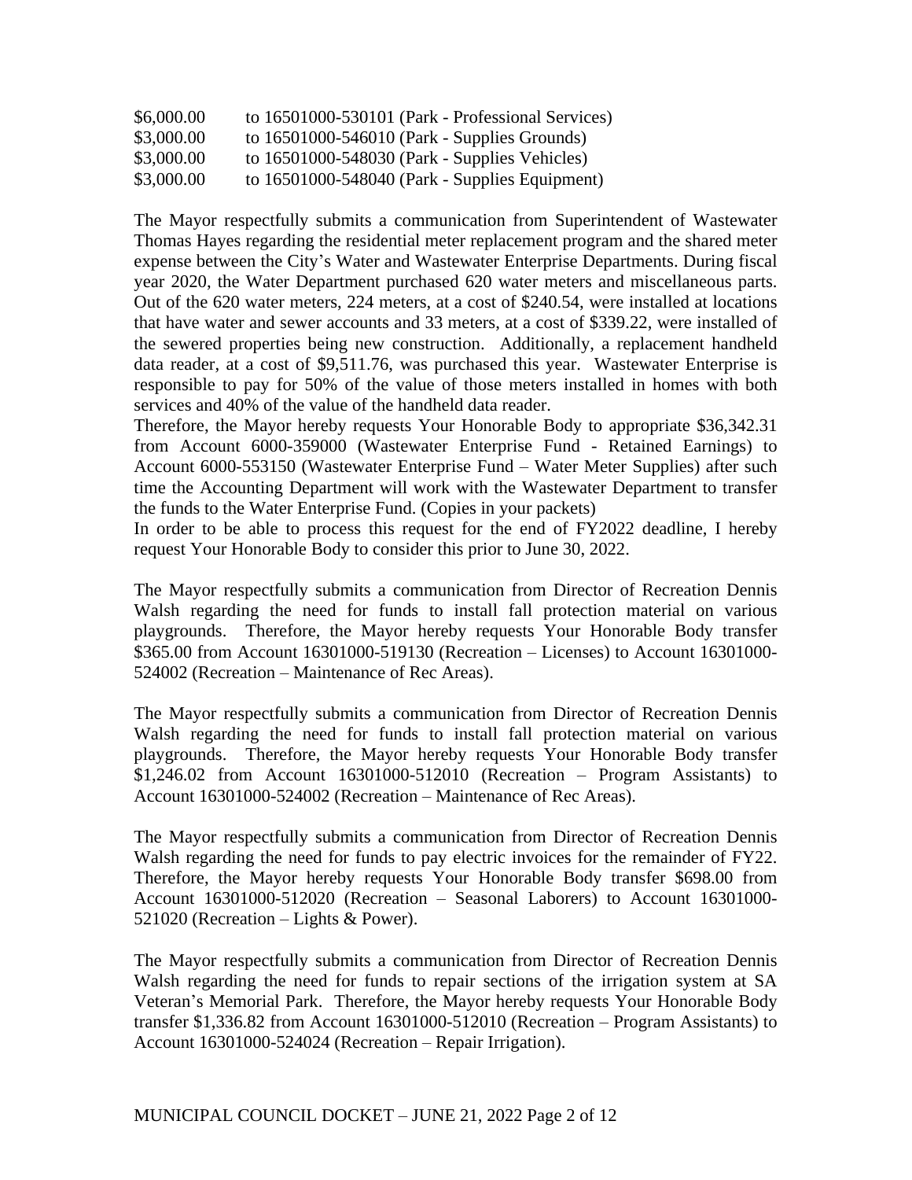| | |
|---|---|
| \$6,000.00 | to 16501000-530101 (Park - Professional Services) |
| \$3,000.00 | to 16501000-546010 (Park - Supplies Grounds) |
| \$3,000.00 | to 16501000-548030 (Park - Supplies Vehicles) |
| \$3,000.00 | to 16501000-548040 (Park - Supplies Equipment) |

The Mayor respectfully submits a communication from Superintendent of Wastewater Thomas Hayes regarding the residential meter replacement program and the shared meter expense between the City's Water and Wastewater Enterprise Departments. During fiscal year 2020, the Water Department purchased 620 water meters and miscellaneous parts. Out of the 620 water meters, 224 meters, at a cost of \$240.54, were installed at locations that have water and sewer accounts and 33 meters, at a cost of \$339.22, were installed of the sewered properties being new construction. Additionally, a replacement handheld data reader, at a cost of \$9,511.76, was purchased this year. Wastewater Enterprise is responsible to pay for 50% of the value of those meters installed in homes with both services and 40% of the value of the handheld data reader.
Therefore, the Mayor hereby requests Your Honorable Body to appropriate \$36,342.31 from Account 6000-359000 (Wastewater Enterprise Fund - Retained Earnings) to Account 6000-553150 (Wastewater Enterprise Fund – Water Meter Supplies) after such time the Accounting Department will work with the Wastewater Department to transfer the funds to the Water Enterprise Fund. (Copies in your packets)
In order to be able to process this request for the end of FY2022 deadline, I hereby request Your Honorable Body to consider this prior to June 30, 2022.

The Mayor respectfully submits a communication from Director of Recreation Dennis Walsh regarding the need for funds to install fall protection material on various playgrounds. Therefore, the Mayor hereby requests Your Honorable Body transfer \$365.00 from Account 16301000-519130 (Recreation – Licenses) to Account 16301000-524002 (Recreation – Maintenance of Rec Areas).

The Mayor respectfully submits a communication from Director of Recreation Dennis Walsh regarding the need for funds to install fall protection material on various playgrounds. Therefore, the Mayor hereby requests Your Honorable Body transfer \$1,246.02 from Account 16301000-512010 (Recreation – Program Assistants) to Account 16301000-524002 (Recreation – Maintenance of Rec Areas).

The Mayor respectfully submits a communication from Director of Recreation Dennis Walsh regarding the need for funds to pay electric invoices for the remainder of FY22. Therefore, the Mayor hereby requests Your Honorable Body transfer \$698.00 from Account 16301000-512020 (Recreation – Seasonal Laborers) to Account 16301000-521020 (Recreation – Lights & Power).

The Mayor respectfully submits a communication from Director of Recreation Dennis Walsh regarding the need for funds to repair sections of the irrigation system at SA Veteran's Memorial Park. Therefore, the Mayor hereby requests Your Honorable Body transfer \$1,336.82 from Account 16301000-512010 (Recreation – Program Assistants) to Account 16301000-524024 (Recreation – Repair Irrigation).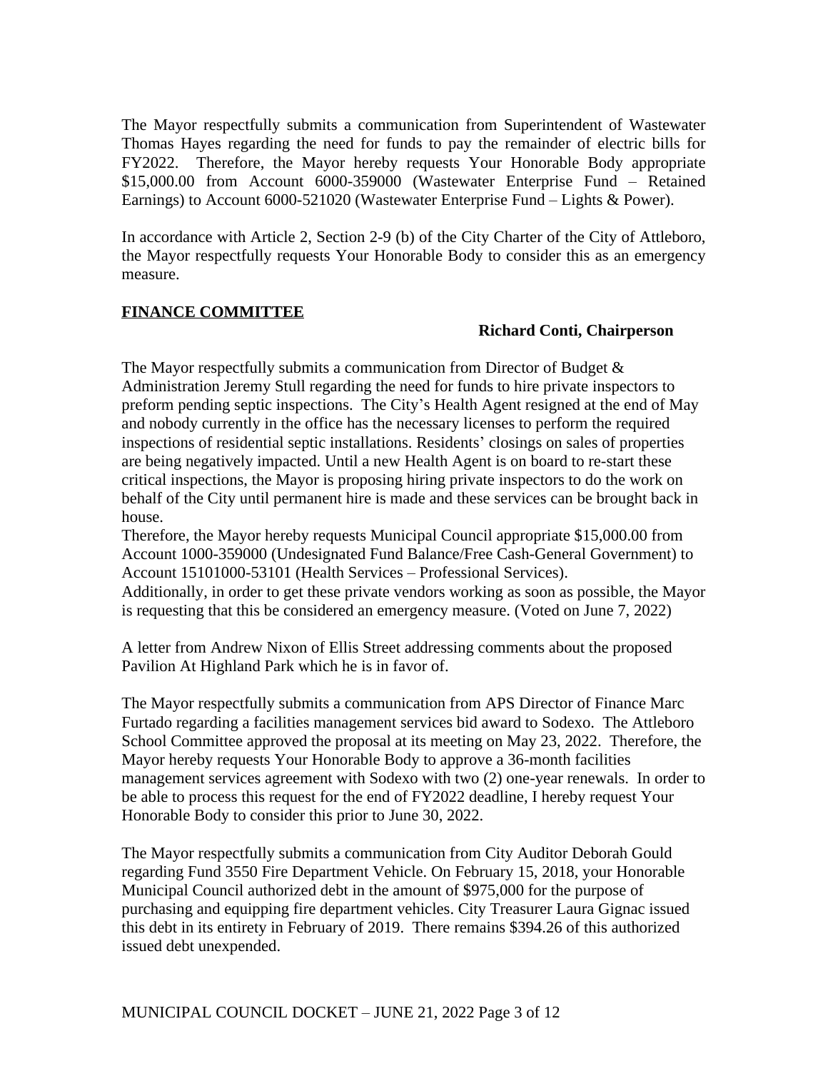The Mayor respectfully submits a communication from Superintendent of Wastewater Thomas Hayes regarding the need for funds to pay the remainder of electric bills for FY2022. Therefore, the Mayor hereby requests Your Honorable Body appropriate $15,000.00 from Account 6000-359000 (Wastewater Enterprise Fund – Retained Earnings) to Account 6000-521020 (Wastewater Enterprise Fund – Lights & Power).

In accordance with Article 2, Section 2-9 (b) of the City Charter of the City of Attleboro, the Mayor respectfully requests Your Honorable Body to consider this as an emergency measure.

**FINANCE COMMITTEE**

**Richard Conti, Chairperson**

The Mayor respectfully submits a communication from Director of Budget & Administration Jeremy Stull regarding the need for funds to hire private inspectors to preform pending septic inspections. The City's Health Agent resigned at the end of May and nobody currently in the office has the necessary licenses to perform the required inspections of residential septic installations. Residents' closings on sales of properties are being negatively impacted. Until a new Health Agent is on board to re-start these critical inspections, the Mayor is proposing hiring private inspectors to do the work on behalf of the City until permanent hire is made and these services can be brought back in house.

Therefore, the Mayor hereby requests Municipal Council appropriate $15,000.00 from Account 1000-359000 (Undesignated Fund Balance/Free Cash-General Government) to Account 15101000-53101 (Health Services – Professional Services).

Additionally, in order to get these private vendors working as soon as possible, the Mayor is requesting that this be considered an emergency measure. (Voted on June 7, 2022)

A letter from Andrew Nixon of Ellis Street addressing comments about the proposed Pavilion At Highland Park which he is in favor of.

The Mayor respectfully submits a communication from APS Director of Finance Marc Furtado regarding a facilities management services bid award to Sodexo. The Attleboro School Committee approved the proposal at its meeting on May 23, 2022. Therefore, the Mayor hereby requests Your Honorable Body to approve a 36-month facilities management services agreement with Sodexo with two (2) one-year renewals. In order to be able to process this request for the end of FY2022 deadline, I hereby request Your Honorable Body to consider this prior to June 30, 2022.

The Mayor respectfully submits a communication from City Auditor Deborah Gould regarding Fund 3550 Fire Department Vehicle. On February 15, 2018, your Honorable Municipal Council authorized debt in the amount of $975,000 for the purpose of purchasing and equipping fire department vehicles. City Treasurer Laura Gignac issued this debt in its entirety in February of 2019. There remains $394.26 of this authorized issued debt unexpended.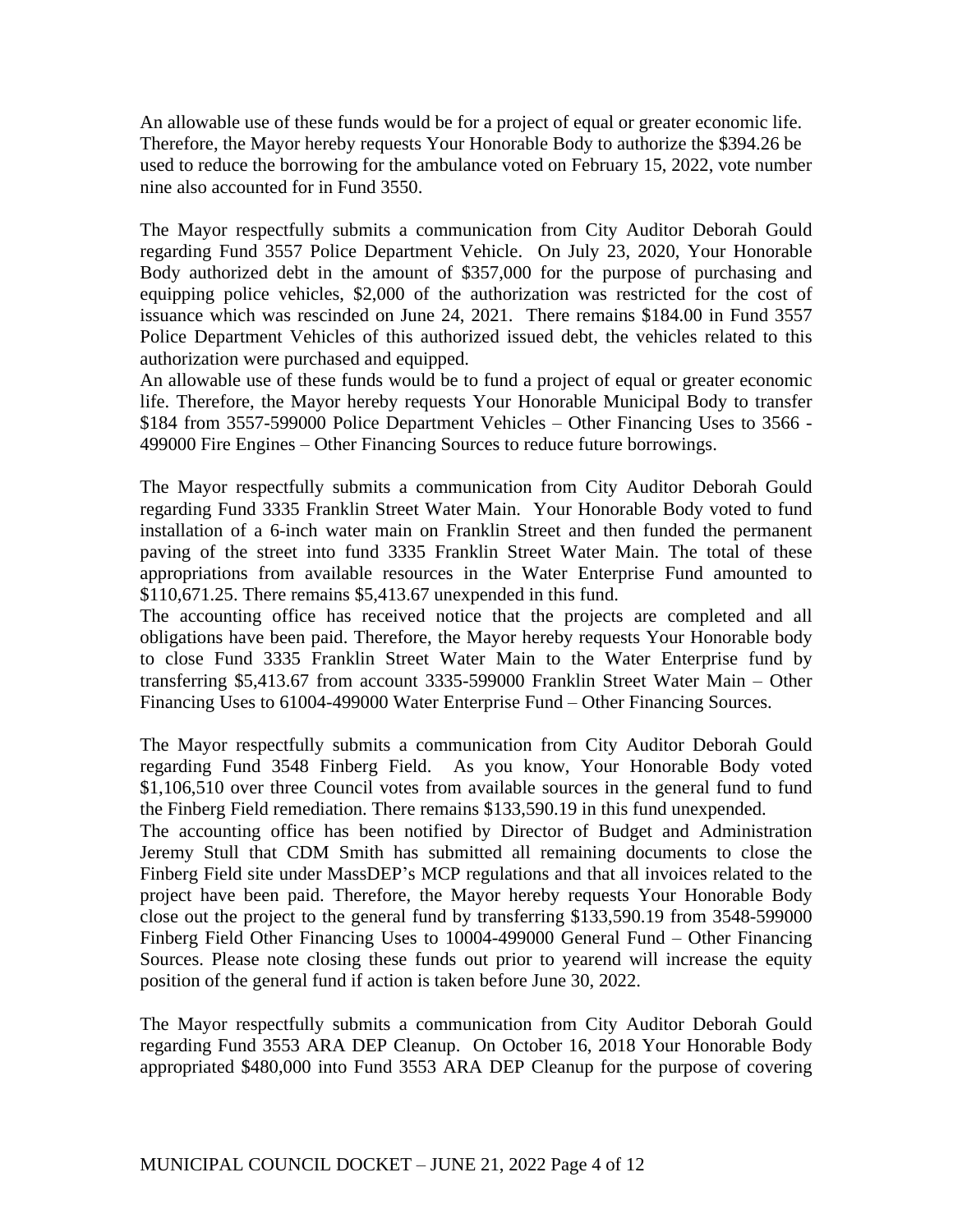An allowable use of these funds would be for a project of equal or greater economic life. Therefore, the Mayor hereby requests Your Honorable Body to authorize the $394.26 be used to reduce the borrowing for the ambulance voted on February 15, 2022, vote number nine also accounted for in Fund 3550.

The Mayor respectfully submits a communication from City Auditor Deborah Gould regarding Fund 3557 Police Department Vehicle. On July 23, 2020, Your Honorable Body authorized debt in the amount of $357,000 for the purpose of purchasing and equipping police vehicles, $2,000 of the authorization was restricted for the cost of issuance which was rescinded on June 24, 2021. There remains $184.00 in Fund 3557 Police Department Vehicles of this authorized issued debt, the vehicles related to this authorization were purchased and equipped.
An allowable use of these funds would be to fund a project of equal or greater economic life. Therefore, the Mayor hereby requests Your Honorable Municipal Body to transfer $184 from 3557-599000 Police Department Vehicles – Other Financing Uses to 3566 - 499000 Fire Engines – Other Financing Sources to reduce future borrowings.

The Mayor respectfully submits a communication from City Auditor Deborah Gould regarding Fund 3335 Franklin Street Water Main. Your Honorable Body voted to fund installation of a 6-inch water main on Franklin Street and then funded the permanent paving of the street into fund 3335 Franklin Street Water Main. The total of these appropriations from available resources in the Water Enterprise Fund amounted to $110,671.25. There remains $5,413.67 unexpended in this fund.
The accounting office has received notice that the projects are completed and all obligations have been paid. Therefore, the Mayor hereby requests Your Honorable body to close Fund 3335 Franklin Street Water Main to the Water Enterprise fund by transferring $5,413.67 from account 3335-599000 Franklin Street Water Main – Other Financing Uses to 61004-499000 Water Enterprise Fund – Other Financing Sources.

The Mayor respectfully submits a communication from City Auditor Deborah Gould regarding Fund 3548 Finberg Field. As you know, Your Honorable Body voted $1,106,510 over three Council votes from available sources in the general fund to fund the Finberg Field remediation. There remains $133,590.19 in this fund unexpended.
The accounting office has been notified by Director of Budget and Administration Jeremy Stull that CDM Smith has submitted all remaining documents to close the Finberg Field site under MassDEP's MCP regulations and that all invoices related to the project have been paid. Therefore, the Mayor hereby requests Your Honorable Body close out the project to the general fund by transferring $133,590.19 from 3548-599000 Finberg Field Other Financing Uses to 10004-499000 General Fund – Other Financing Sources. Please note closing these funds out prior to yearend will increase the equity position of the general fund if action is taken before June 30, 2022.

The Mayor respectfully submits a communication from City Auditor Deborah Gould regarding Fund 3553 ARA DEP Cleanup. On October 16, 2018 Your Honorable Body appropriated $480,000 into Fund 3553 ARA DEP Cleanup for the purpose of covering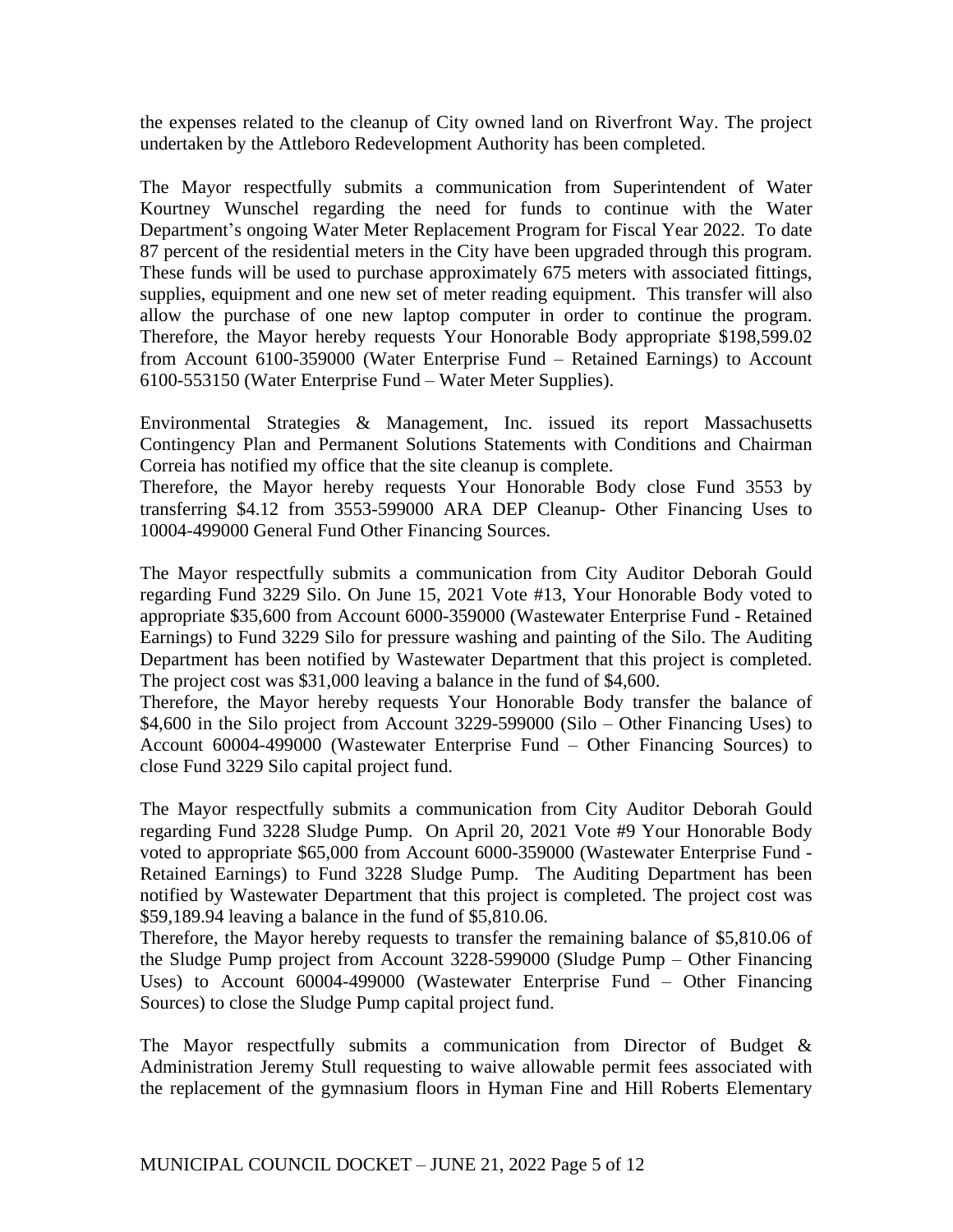the expenses related to the cleanup of City owned land on Riverfront Way. The project undertaken by the Attleboro Redevelopment Authority has been completed.

The Mayor respectfully submits a communication from Superintendent of Water Kourtney Wunschel regarding the need for funds to continue with the Water Department's ongoing Water Meter Replacement Program for Fiscal Year 2022. To date 87 percent of the residential meters in the City have been upgraded through this program. These funds will be used to purchase approximately 675 meters with associated fittings, supplies, equipment and one new set of meter reading equipment. This transfer will also allow the purchase of one new laptop computer in order to continue the program. Therefore, the Mayor hereby requests Your Honorable Body appropriate $198,599.02 from Account 6100-359000 (Water Enterprise Fund – Retained Earnings) to Account 6100-553150 (Water Enterprise Fund – Water Meter Supplies).

Environmental Strategies & Management, Inc. issued its report Massachusetts Contingency Plan and Permanent Solutions Statements with Conditions and Chairman Correia has notified my office that the site cleanup is complete.
Therefore, the Mayor hereby requests Your Honorable Body close Fund 3553 by transferring $4.12 from 3553-599000 ARA DEP Cleanup- Other Financing Uses to 10004-499000 General Fund Other Financing Sources.

The Mayor respectfully submits a communication from City Auditor Deborah Gould regarding Fund 3229 Silo. On June 15, 2021 Vote #13, Your Honorable Body voted to appropriate $35,600 from Account 6000-359000 (Wastewater Enterprise Fund - Retained Earnings) to Fund 3229 Silo for pressure washing and painting of the Silo. The Auditing Department has been notified by Wastewater Department that this project is completed. The project cost was $31,000 leaving a balance in the fund of $4,600.
Therefore, the Mayor hereby requests Your Honorable Body transfer the balance of $4,600 in the Silo project from Account 3229-599000 (Silo – Other Financing Uses) to Account 60004-499000 (Wastewater Enterprise Fund – Other Financing Sources) to close Fund 3229 Silo capital project fund.

The Mayor respectfully submits a communication from City Auditor Deborah Gould regarding Fund 3228 Sludge Pump. On April 20, 2021 Vote #9 Your Honorable Body voted to appropriate $65,000 from Account 6000-359000 (Wastewater Enterprise Fund - Retained Earnings) to Fund 3228 Sludge Pump. The Auditing Department has been notified by Wastewater Department that this project is completed. The project cost was $59,189.94 leaving a balance in the fund of $5,810.06.
Therefore, the Mayor hereby requests to transfer the remaining balance of $5,810.06 of the Sludge Pump project from Account 3228-599000 (Sludge Pump – Other Financing Uses) to Account 60004-499000 (Wastewater Enterprise Fund – Other Financing Sources) to close the Sludge Pump capital project fund.

The Mayor respectfully submits a communication from Director of Budget & Administration Jeremy Stull requesting to waive allowable permit fees associated with the replacement of the gymnasium floors in Hyman Fine and Hill Roberts Elementary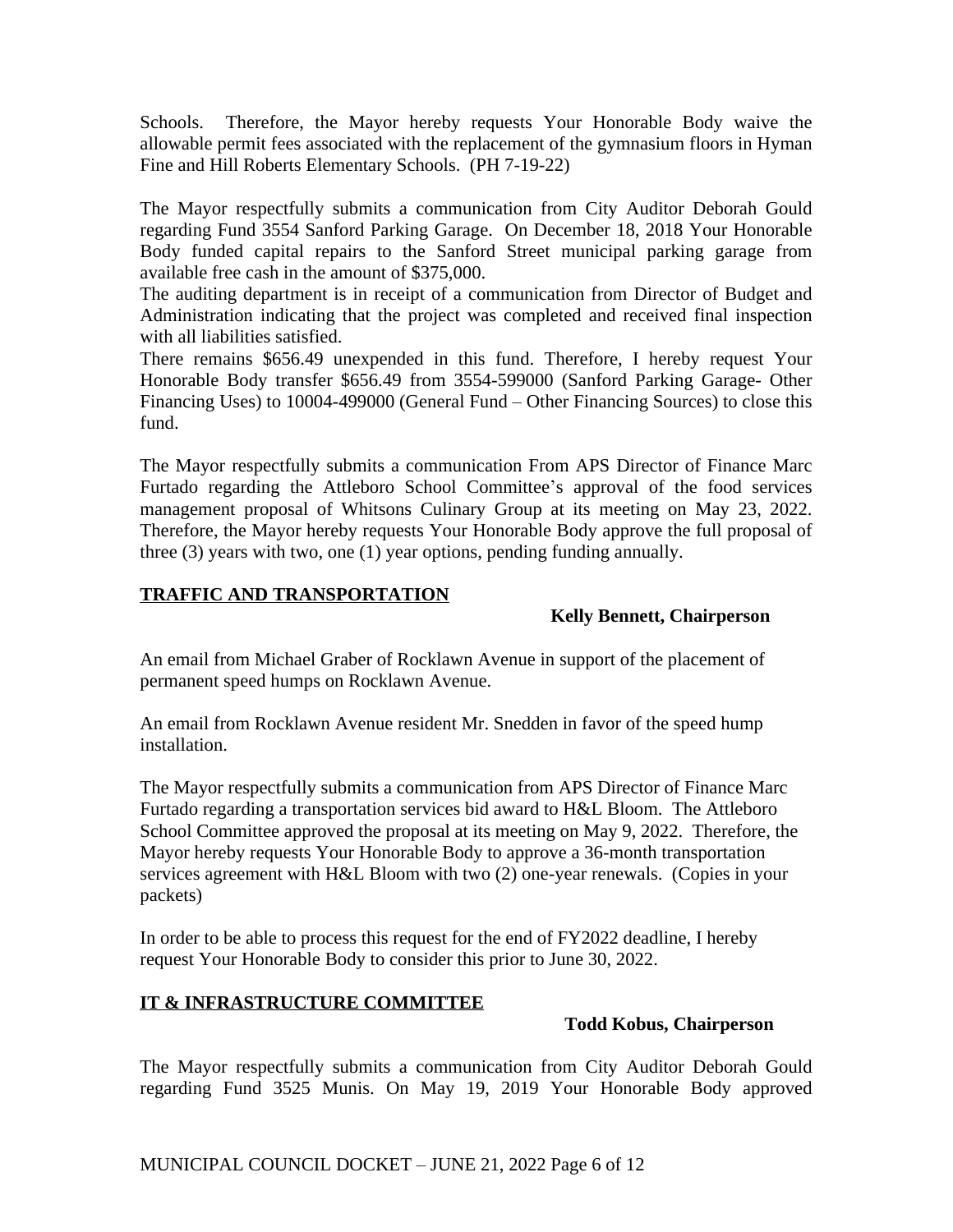Schools. Therefore, the Mayor hereby requests Your Honorable Body waive the allowable permit fees associated with the replacement of the gymnasium floors in Hyman Fine and Hill Roberts Elementary Schools. (PH 7-19-22)

The Mayor respectfully submits a communication from City Auditor Deborah Gould regarding Fund 3554 Sanford Parking Garage. On December 18, 2018 Your Honorable Body funded capital repairs to the Sanford Street municipal parking garage from available free cash in the amount of $375,000.
The auditing department is in receipt of a communication from Director of Budget and Administration indicating that the project was completed and received final inspection with all liabilities satisfied.
There remains $656.49 unexpended in this fund. Therefore, I hereby request Your Honorable Body transfer $656.49 from 3554-599000 (Sanford Parking Garage- Other Financing Uses) to 10004-499000 (General Fund – Other Financing Sources) to close this fund.

The Mayor respectfully submits a communication From APS Director of Finance Marc Furtado regarding the Attleboro School Committee's approval of the food services management proposal of Whitsons Culinary Group at its meeting on May 23, 2022. Therefore, the Mayor hereby requests Your Honorable Body approve the full proposal of three (3) years with two, one (1) year options, pending funding annually.

**TRAFFIC AND TRANSPORTATION**

**Kelly Bennett, Chairperson**

An email from Michael Graber of Rocklawn Avenue in support of the placement of permanent speed humps on Rocklawn Avenue.

An email from Rocklawn Avenue resident Mr. Snedden in favor of the speed hump installation.

The Mayor respectfully submits a communication from APS Director of Finance Marc Furtado regarding a transportation services bid award to H&L Bloom. The Attleboro School Committee approved the proposal at its meeting on May 9, 2022. Therefore, the Mayor hereby requests Your Honorable Body to approve a 36-month transportation services agreement with H&L Bloom with two (2) one-year renewals. (Copies in your packets)

In order to be able to process this request for the end of FY2022 deadline, I hereby request Your Honorable Body to consider this prior to June 30, 2022.

**IT & INFRASTRUCTURE COMMITTEE**

**Todd Kobus, Chairperson**

The Mayor respectfully submits a communication from City Auditor Deborah Gould regarding Fund 3525 Munis. On May 19, 2019 Your Honorable Body approved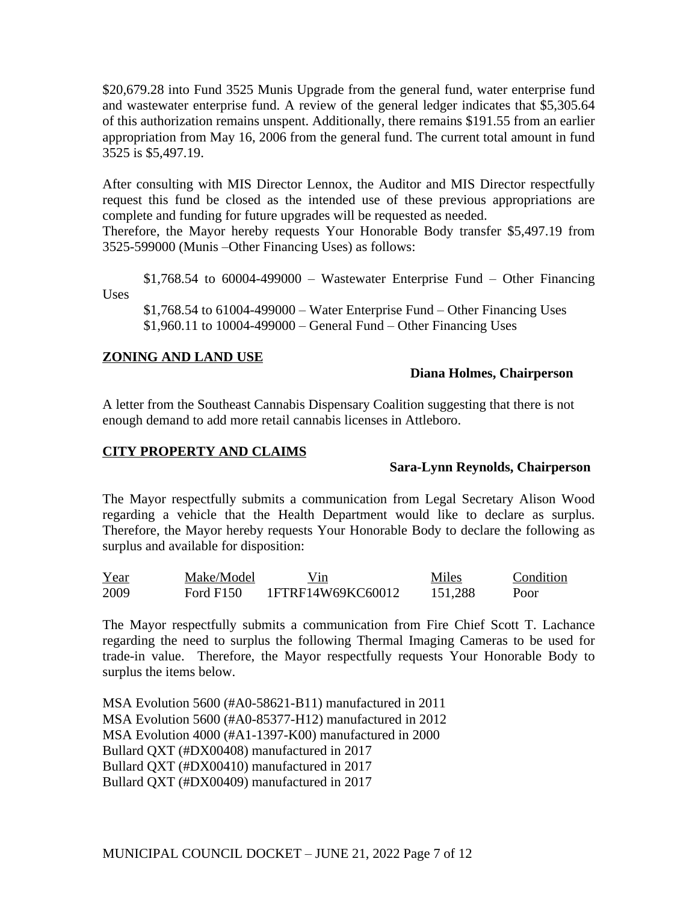$20,679.28 into Fund 3525 Munis Upgrade from the general fund, water enterprise fund and wastewater enterprise fund. A review of the general ledger indicates that $5,305.64 of this authorization remains unspent. Additionally, there remains $191.55 from an earlier appropriation from May 16, 2006 from the general fund. The current total amount in fund 3525 is $5,497.19.

After consulting with MIS Director Lennox, the Auditor and MIS Director respectfully request this fund be closed as the intended use of these previous appropriations are complete and funding for future upgrades will be requested as needed.
Therefore, the Mayor hereby requests Your Honorable Body transfer $5,497.19 from 3525-599000 (Munis –Other Financing Uses) as follows:

$1,768.54 to 60004-499000 – Wastewater Enterprise Fund – Other Financing Uses
$1,768.54 to 61004-499000 – Water Enterprise Fund – Other Financing Uses
$1,960.11 to 10004-499000 – General Fund – Other Financing Uses

## ZONING AND LAND USE

**Diana Holmes, Chairperson**

A letter from the Southeast Cannabis Dispensary Coalition suggesting that there is not enough demand to add more retail cannabis licenses in Attleboro.

## CITY PROPERTY AND CLAIMS

**Sara-Lynn Reynolds, Chairperson**

The Mayor respectfully submits a communication from Legal Secretary Alison Wood regarding a vehicle that the Health Department would like to declare as surplus. Therefore, the Mayor hereby requests Your Honorable Body to declare the following as surplus and available for disposition:

| Year | Make/Model | Vin | Miles | Condition |
|---|---|---|---|---|
| 2009 | Ford F150 | 1FTRF14W69KC60012 | 151,288 | Poor |

The Mayor respectfully submits a communication from Fire Chief Scott T. Lachance regarding the need to surplus the following Thermal Imaging Cameras to be used for trade-in value. Therefore, the Mayor respectfully requests Your Honorable Body to surplus the items below.

MSA Evolution 5600 (#A0-58621-B11) manufactured in 2011
MSA Evolution 5600 (#A0-85377-H12) manufactured in 2012
MSA Evolution 4000 (#A1-1397-K00) manufactured in 2000
Bullard QXT (#DX00408) manufactured in 2017
Bullard QXT (#DX00410) manufactured in 2017
Bullard QXT (#DX00409) manufactured in 2017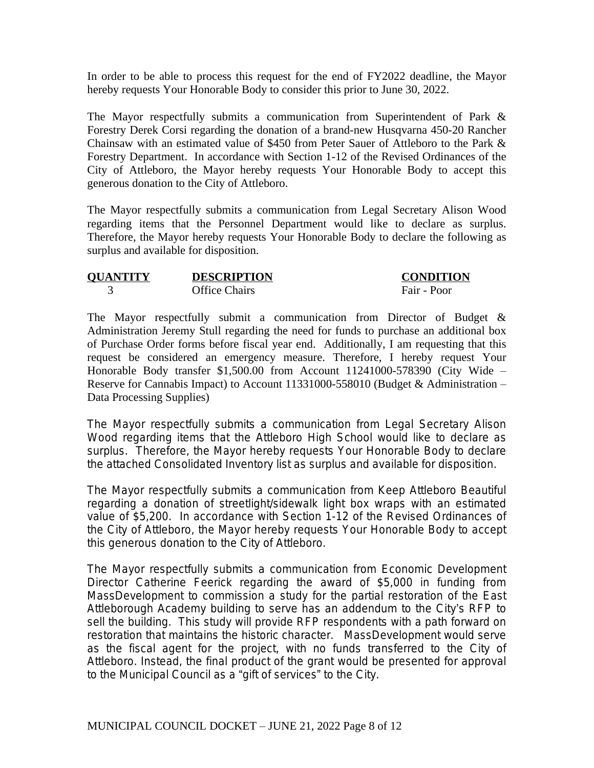In order to be able to process this request for the end of FY2022 deadline, the Mayor hereby requests Your Honorable Body to consider this prior to June 30, 2022.

The Mayor respectfully submits a communication from Superintendent of Park & Forestry Derek Corsi regarding the donation of a brand-new Husqvarna 450-20 Rancher Chainsaw with an estimated value of $450 from Peter Sauer of Attleboro to the Park & Forestry Department. In accordance with Section 1-12 of the Revised Ordinances of the City of Attleboro, the Mayor hereby requests Your Honorable Body to accept this generous donation to the City of Attleboro.

The Mayor respectfully submits a communication from Legal Secretary Alison Wood regarding items that the Personnel Department would like to declare as surplus. Therefore, the Mayor hereby requests Your Honorable Body to declare the following as surplus and available for disposition.

| QUANTITY | DESCRIPTION | CONDITION |
|---|---|---|
| 3 | Office Chairs | Fair - Poor |

The Mayor respectfully submit a communication from Director of Budget & Administration Jeremy Stull regarding the need for funds to purchase an additional box of Purchase Order forms before fiscal year end. Additionally, I am requesting that this request be considered an emergency measure. Therefore, I hereby request Your Honorable Body transfer $1,500.00 from Account 11241000-578390 (City Wide – Reserve for Cannabis Impact) to Account 11331000-558010 (Budget & Administration – Data Processing Supplies)

The Mayor respectfully submits a communication from Legal Secretary Alison Wood regarding items that the Attleboro High School would like to declare as surplus. Therefore, the Mayor hereby requests Your Honorable Body to declare the attached Consolidated Inventory list as surplus and available for disposition.

The Mayor respectfully submits a communication from Keep Attleboro Beautiful regarding a donation of streetlight/sidewalk light box wraps with an estimated value of $5,200. In accordance with Section 1-12 of the Revised Ordinances of the City of Attleboro, the Mayor hereby requests Your Honorable Body to accept this generous donation to the City of Attleboro.

The Mayor respectfully submits a communication from Economic Development Director Catherine Feerick regarding the award of $5,000 in funding from MassDevelopment to commission a study for the partial restoration of the East Attleborough Academy building to serve has an addendum to the City's RFP to sell the building. This study will provide RFP respondents with a path forward on restoration that maintains the historic character. MassDevelopment would serve as the fiscal agent for the project, with no funds transferred to the City of Attleboro. Instead, the final product of the grant would be presented for approval to the Municipal Council as a "gift of services" to the City.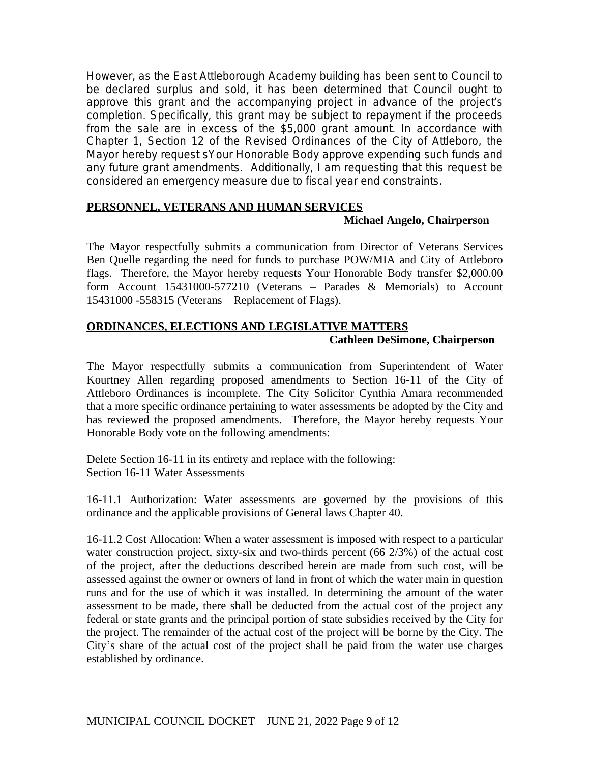However, as the East Attleborough Academy building has been sent to Council to be declared surplus and sold, it has been determined that Council ought to approve this grant and the accompanying project in advance of the project's completion. Specifically, this grant may be subject to repayment if the proceeds from the sale are in excess of the $5,000 grant amount. In accordance with Chapter 1, Section 12 of the Revised Ordinances of the City of Attleboro, the Mayor hereby request sYour Honorable Body approve expending such funds and any future grant amendments. Additionally, I am requesting that this request be considered an emergency measure due to fiscal year end constraints.

**PERSONNEL, VETERANS AND HUMAN SERVICES**

**Michael Angelo, Chairperson**

The Mayor respectfully submits a communication from Director of Veterans Services Ben Quelle regarding the need for funds to purchase POW/MIA and City of Attleboro flags. Therefore, the Mayor hereby requests Your Honorable Body transfer $2,000.00 form Account 15431000-577210 (Veterans – Parades & Memorials) to Account 15431000 -558315 (Veterans – Replacement of Flags).

**ORDINANCES, ELECTIONS AND LEGISLATIVE MATTERS**

**Cathleen DeSimone, Chairperson**

The Mayor respectfully submits a communication from Superintendent of Water Kourtney Allen regarding proposed amendments to Section 16-11 of the City of Attleboro Ordinances is incomplete. The City Solicitor Cynthia Amara recommended that a more specific ordinance pertaining to water assessments be adopted by the City and has reviewed the proposed amendments. Therefore, the Mayor hereby requests Your Honorable Body vote on the following amendments:

Delete Section 16-11 in its entirety and replace with the following:
Section 16-11 Water Assessments

16-11.1 Authorization: Water assessments are governed by the provisions of this ordinance and the applicable provisions of General laws Chapter 40.

16-11.2 Cost Allocation: When a water assessment is imposed with respect to a particular water construction project, sixty-six and two-thirds percent (66 2/3%) of the actual cost of the project, after the deductions described herein are made from such cost, will be assessed against the owner or owners of land in front of which the water main in question runs and for the use of which it was installed. In determining the amount of the water assessment to be made, there shall be deducted from the actual cost of the project any federal or state grants and the principal portion of state subsidies received by the City for the project. The remainder of the actual cost of the project will be borne by the City. The City's share of the actual cost of the project shall be paid from the water use charges established by ordinance.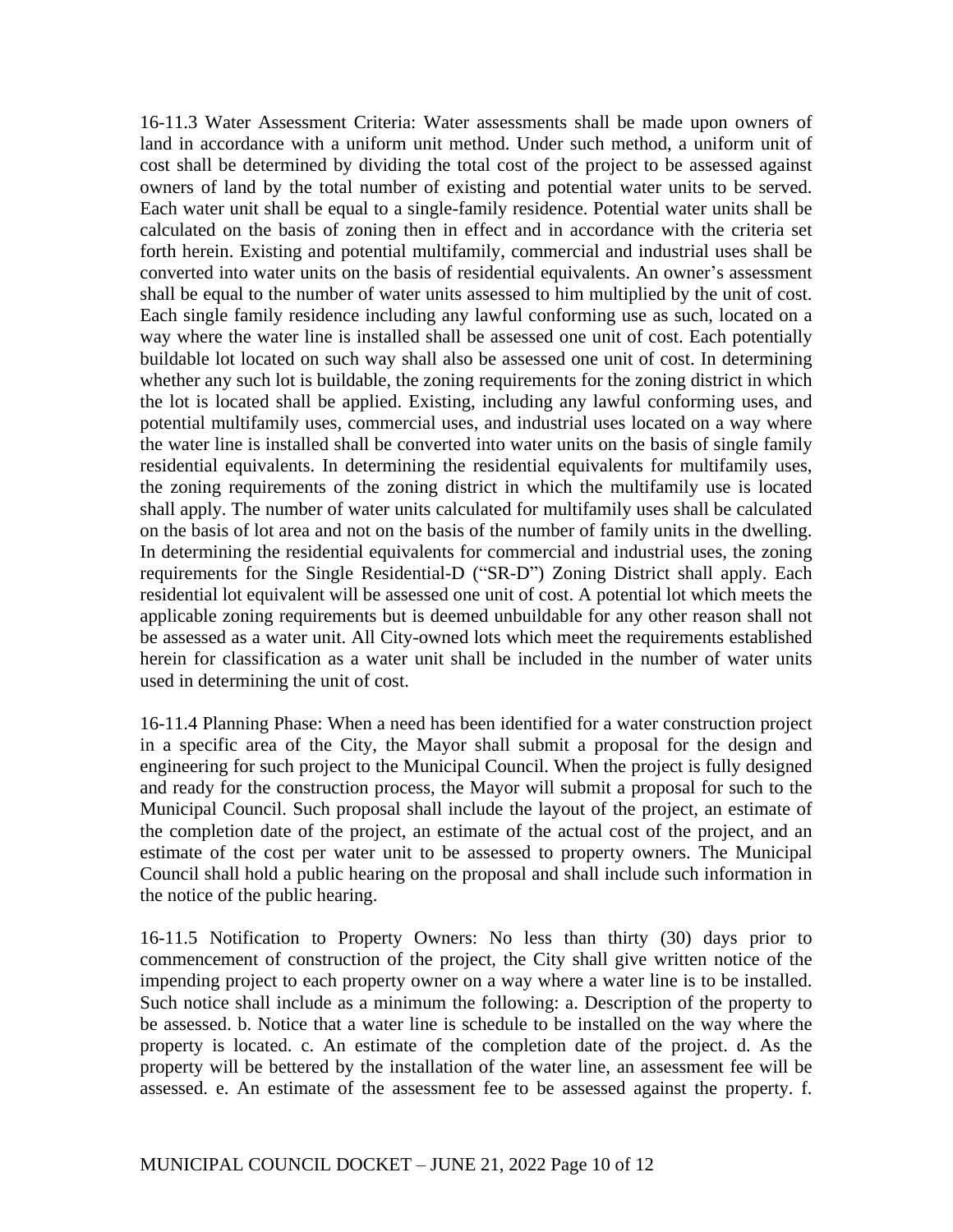16-11.3 Water Assessment Criteria: Water assessments shall be made upon owners of land in accordance with a uniform unit method. Under such method, a uniform unit of cost shall be determined by dividing the total cost of the project to be assessed against owners of land by the total number of existing and potential water units to be served. Each water unit shall be equal to a single-family residence. Potential water units shall be calculated on the basis of zoning then in effect and in accordance with the criteria set forth herein. Existing and potential multifamily, commercial and industrial uses shall be converted into water units on the basis of residential equivalents. An owner's assessment shall be equal to the number of water units assessed to him multiplied by the unit of cost. Each single family residence including any lawful conforming use as such, located on a way where the water line is installed shall be assessed one unit of cost. Each potentially buildable lot located on such way shall also be assessed one unit of cost. In determining whether any such lot is buildable, the zoning requirements for the zoning district in which the lot is located shall be applied. Existing, including any lawful conforming uses, and potential multifamily uses, commercial uses, and industrial uses located on a way where the water line is installed shall be converted into water units on the basis of single family residential equivalents. In determining the residential equivalents for multifamily uses, the zoning requirements of the zoning district in which the multifamily use is located shall apply. The number of water units calculated for multifamily uses shall be calculated on the basis of lot area and not on the basis of the number of family units in the dwelling. In determining the residential equivalents for commercial and industrial uses, the zoning requirements for the Single Residential-D ("SR-D") Zoning District shall apply. Each residential lot equivalent will be assessed one unit of cost. A potential lot which meets the applicable zoning requirements but is deemed unbuildable for any other reason shall not be assessed as a water unit. All City-owned lots which meet the requirements established herein for classification as a water unit shall be included in the number of water units used in determining the unit of cost.

16-11.4 Planning Phase: When a need has been identified for a water construction project in a specific area of the City, the Mayor shall submit a proposal for the design and engineering for such project to the Municipal Council. When the project is fully designed and ready for the construction process, the Mayor will submit a proposal for such to the Municipal Council. Such proposal shall include the layout of the project, an estimate of the completion date of the project, an estimate of the actual cost of the project, and an estimate of the cost per water unit to be assessed to property owners. The Municipal Council shall hold a public hearing on the proposal and shall include such information in the notice of the public hearing.

16-11.5 Notification to Property Owners: No less than thirty (30) days prior to commencement of construction of the project, the City shall give written notice of the impending project to each property owner on a way where a water line is to be installed. Such notice shall include as a minimum the following: a. Description of the property to be assessed. b. Notice that a water line is schedule to be installed on the way where the property is located. c. An estimate of the completion date of the project. d. As the property will be bettered by the installation of the water line, an assessment fee will be assessed. e. An estimate of the assessment fee to be assessed against the property. f.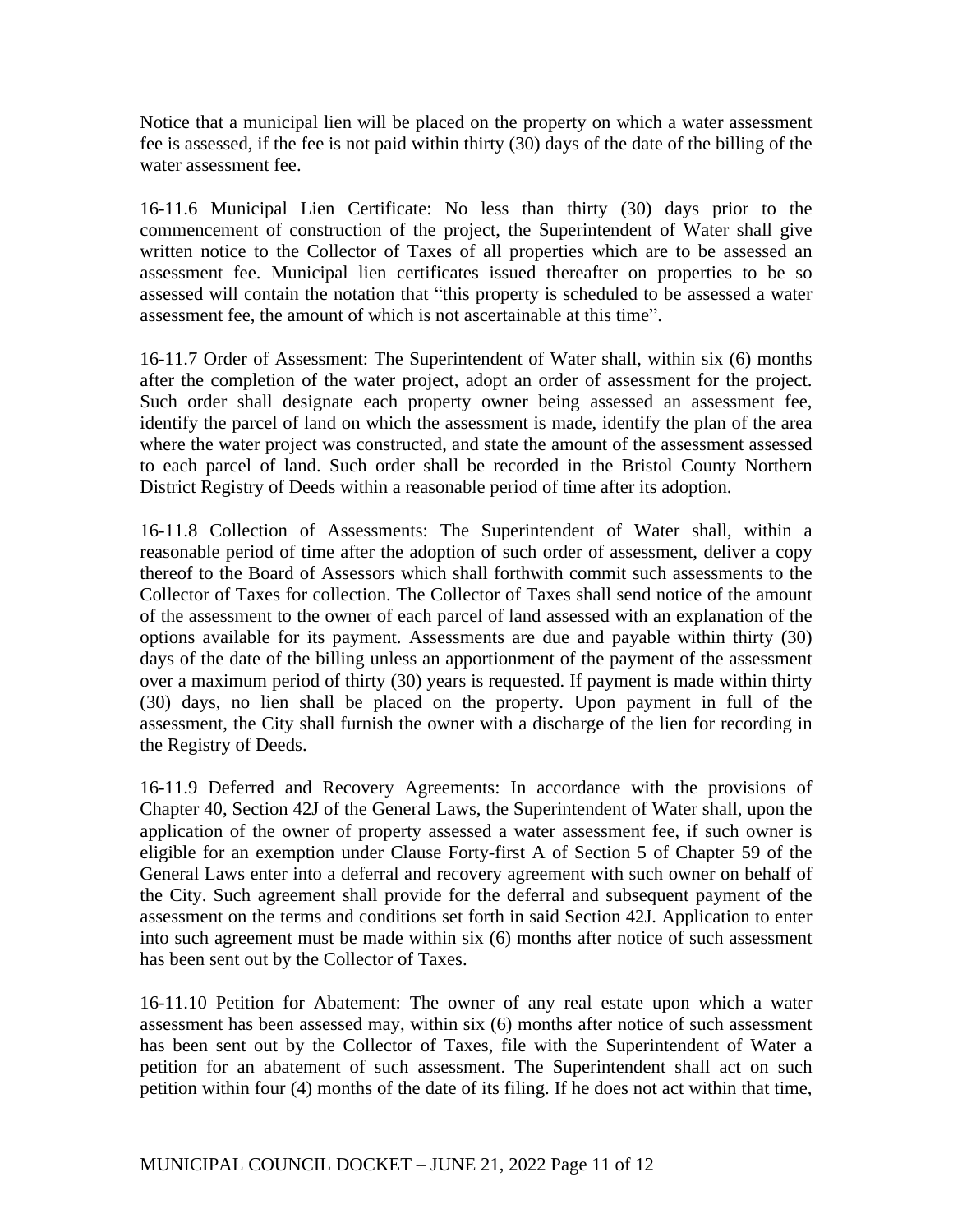Notice that a municipal lien will be placed on the property on which a water assessment fee is assessed, if the fee is not paid within thirty (30) days of the date of the billing of the water assessment fee.

16-11.6 Municipal Lien Certificate: No less than thirty (30) days prior to the commencement of construction of the project, the Superintendent of Water shall give written notice to the Collector of Taxes of all properties which are to be assessed an assessment fee. Municipal lien certificates issued thereafter on properties to be so assessed will contain the notation that "this property is scheduled to be assessed a water assessment fee, the amount of which is not ascertainable at this time".

16-11.7 Order of Assessment: The Superintendent of Water shall, within six (6) months after the completion of the water project, adopt an order of assessment for the project. Such order shall designate each property owner being assessed an assessment fee, identify the parcel of land on which the assessment is made, identify the plan of the area where the water project was constructed, and state the amount of the assessment assessed to each parcel of land. Such order shall be recorded in the Bristol County Northern District Registry of Deeds within a reasonable period of time after its adoption.

16-11.8 Collection of Assessments: The Superintendent of Water shall, within a reasonable period of time after the adoption of such order of assessment, deliver a copy thereof to the Board of Assessors which shall forthwith commit such assessments to the Collector of Taxes for collection. The Collector of Taxes shall send notice of the amount of the assessment to the owner of each parcel of land assessed with an explanation of the options available for its payment. Assessments are due and payable within thirty (30) days of the date of the billing unless an apportionment of the payment of the assessment over a maximum period of thirty (30) years is requested. If payment is made within thirty (30) days, no lien shall be placed on the property. Upon payment in full of the assessment, the City shall furnish the owner with a discharge of the lien for recording in the Registry of Deeds.

16-11.9 Deferred and Recovery Agreements: In accordance with the provisions of Chapter 40, Section 42J of the General Laws, the Superintendent of Water shall, upon the application of the owner of property assessed a water assessment fee, if such owner is eligible for an exemption under Clause Forty-first A of Section 5 of Chapter 59 of the General Laws enter into a deferral and recovery agreement with such owner on behalf of the City. Such agreement shall provide for the deferral and subsequent payment of the assessment on the terms and conditions set forth in said Section 42J. Application to enter into such agreement must be made within six (6) months after notice of such assessment has been sent out by the Collector of Taxes.

16-11.10 Petition for Abatement: The owner of any real estate upon which a water assessment has been assessed may, within six (6) months after notice of such assessment has been sent out by the Collector of Taxes, file with the Superintendent of Water a petition for an abatement of such assessment. The Superintendent shall act on such petition within four (4) months of the date of its filing. If he does not act within that time,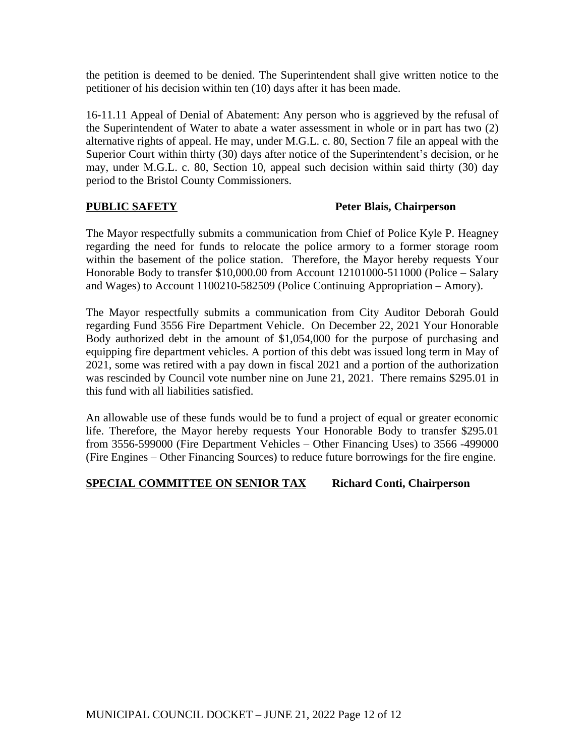the petition is deemed to be denied. The Superintendent shall give written notice to the petitioner of his decision within ten (10) days after it has been made.

16-11.11 Appeal of Denial of Abatement: Any person who is aggrieved by the refusal of the Superintendent of Water to abate a water assessment in whole or in part has two (2) alternative rights of appeal. He may, under M.G.L. c. 80, Section 7 file an appeal with the Superior Court within thirty (30) days after notice of the Superintendent's decision, or he may, under M.G.L. c. 80, Section 10, appeal such decision within said thirty (30) day period to the Bristol County Commissioners.

**PUBLIC SAFETY** **Peter Blais, Chairperson**

The Mayor respectfully submits a communication from Chief of Police Kyle P. Heagney regarding the need for funds to relocate the police armory to a former storage room within the basement of the police station. Therefore, the Mayor hereby requests Your Honorable Body to transfer $10,000.00 from Account 12101000-511000 (Police – Salary and Wages) to Account 1100210-582509 (Police Continuing Appropriation – Amory).

The Mayor respectfully submits a communication from City Auditor Deborah Gould regarding Fund 3556 Fire Department Vehicle. On December 22, 2021 Your Honorable Body authorized debt in the amount of $1,054,000 for the purpose of purchasing and equipping fire department vehicles. A portion of this debt was issued long term in May of 2021, some was retired with a pay down in fiscal 2021 and a portion of the authorization was rescinded by Council vote number nine on June 21, 2021. There remains $295.01 in this fund with all liabilities satisfied.

An allowable use of these funds would be to fund a project of equal or greater economic life. Therefore, the Mayor hereby requests Your Honorable Body to transfer $295.01 from 3556-599000 (Fire Department Vehicles – Other Financing Uses) to 3566 -499000 (Fire Engines – Other Financing Sources) to reduce future borrowings for the fire engine.

**SPECIAL COMMITTEE ON SENIOR TAX** **Richard Conti, Chairperson**